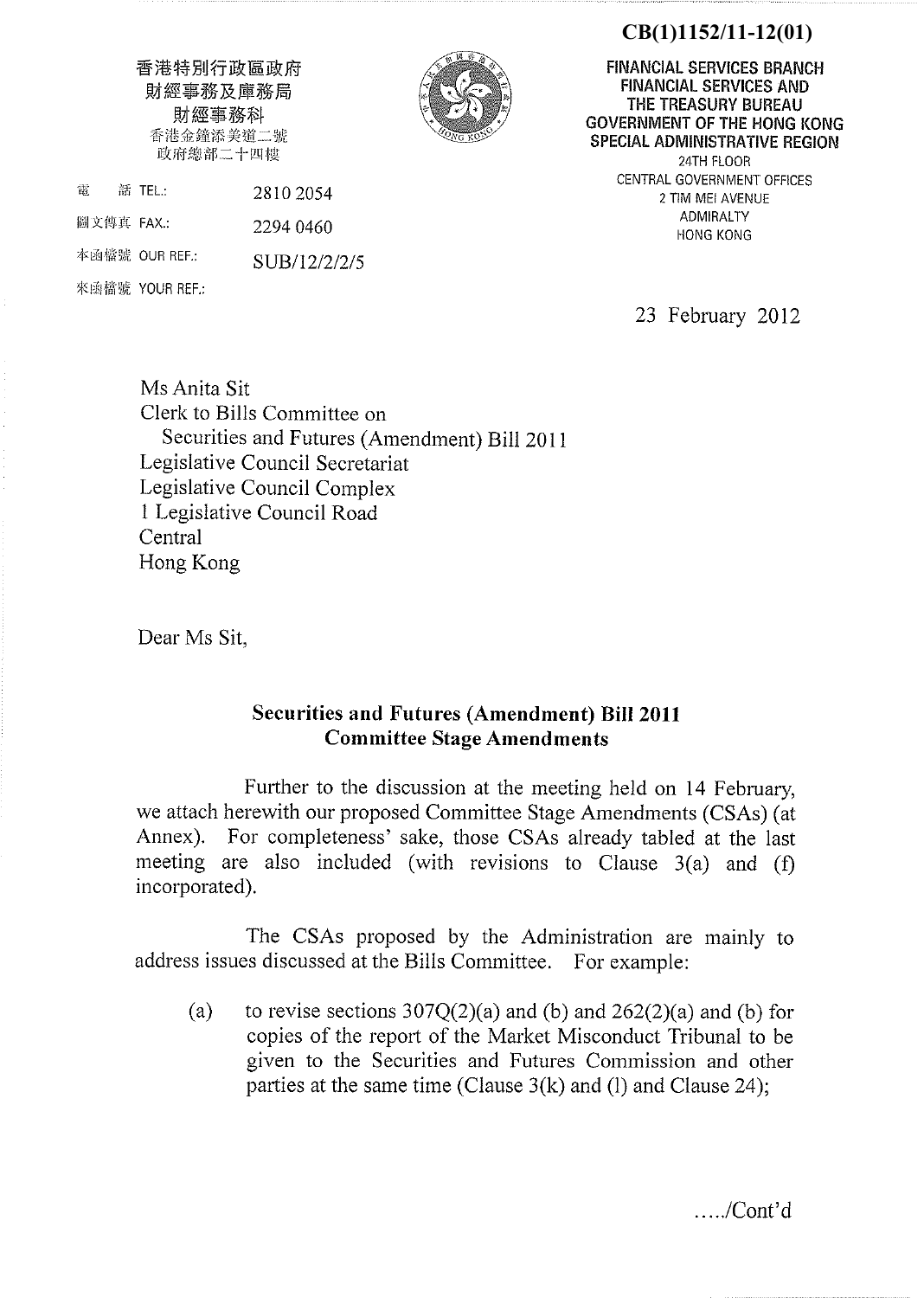**CB(1)1152/11-12(01)**

香港特別行政區政府
財經事務及庫務局
財經事務科
香港金鐘添美道二號
政府總部二十四樓

**FINANCIAL SERVICES BRANCH**
**FINANCIAL SERVICES AND THE TREASURY BUREAU**
**GOVERNMENT OF THE HONG KONG SPECIAL ADMINISTRATIVE REGION**
24TH FLOOR
CENTRAL GOVERNMENT OFFICES
2 TIM MEI AVENUE
ADMIRALTY
HONG KONG

電　話 TEL.: 2810 2054
圖文傳真 FAX.: 2294 0460
本函檔號 OUR REF.: SUB/12/2/2/5
來函檔號 YOUR REF.:

23 February 2012

Ms Anita Sit
Clerk to Bills Committee on
Securities and Futures (Amendment) Bill 2011
Legislative Council Secretariat
Legislative Council Complex
1 Legislative Council Road
Central
Hong Kong

Dear Ms Sit,

**Securities and Futures (Amendment) Bill 2011**
**Committee Stage Amendments**

Further to the discussion at the meeting held on 14 February, we attach herewith our proposed Committee Stage Amendments (CSAs) (at Annex). For completeness' sake, those CSAs already tabled at the last meeting are also included (with revisions to Clause 3(a) and (f) incorporated).

The CSAs proposed by the Administration are mainly to address issues discussed at the Bills Committee. For example:

(a) to revise sections 307Q(2)(a) and (b) and 262(2)(a) and (b) for copies of the report of the Market Misconduct Tribunal to be given to the Securities and Futures Commission and other parties at the same time (Clause 3(k) and (l) and Clause 24);

...../Cont'd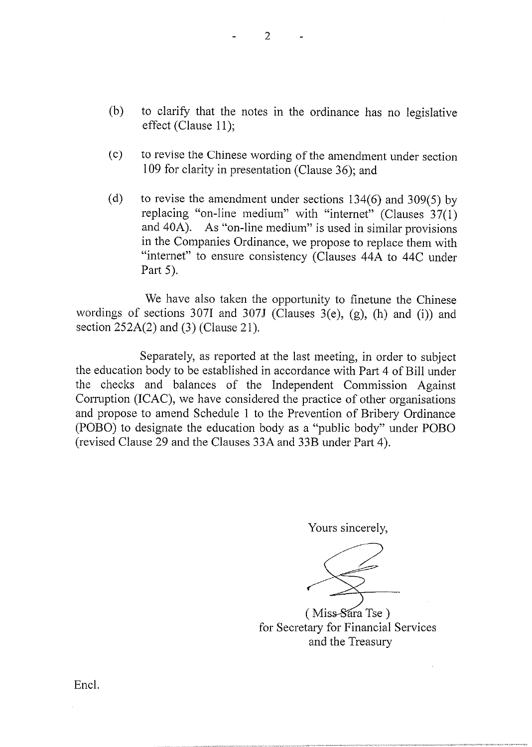(b) to clarify that the notes in the ordinance has no legislative effect (Clause 11);

(c) to revise the Chinese wording of the amendment under section 109 for clarity in presentation (Clause 36); and

(d) to revise the amendment under sections 134(6) and 309(5) by replacing "on-line medium" with "internet" (Clauses 37(1) and 40A). As "on-line medium" is used in similar provisions in the Companies Ordinance, we propose to replace them with "internet" to ensure consistency (Clauses 44A to 44C under Part 5).

We have also taken the opportunity to finetune the Chinese wordings of sections 307I and 307J (Clauses 3(e), (g), (h) and (i)) and section 252A(2) and (3) (Clause 21).

Separately, as reported at the last meeting, in order to subject the education body to be established in accordance with Part 4 of Bill under the checks and balances of the Independent Commission Against Corruption (ICAC), we have considered the practice of other organisations and propose to amend Schedule 1 to the Prevention of Bribery Ordinance (POBO) to designate the education body as a "public body" under POBO (revised Clause 29 and the Clauses 33A and 33B under Part 4).

Yours sincerely,

( Miss Sara Tse )
for Secretary for Financial Services
and the Treasury

Encl.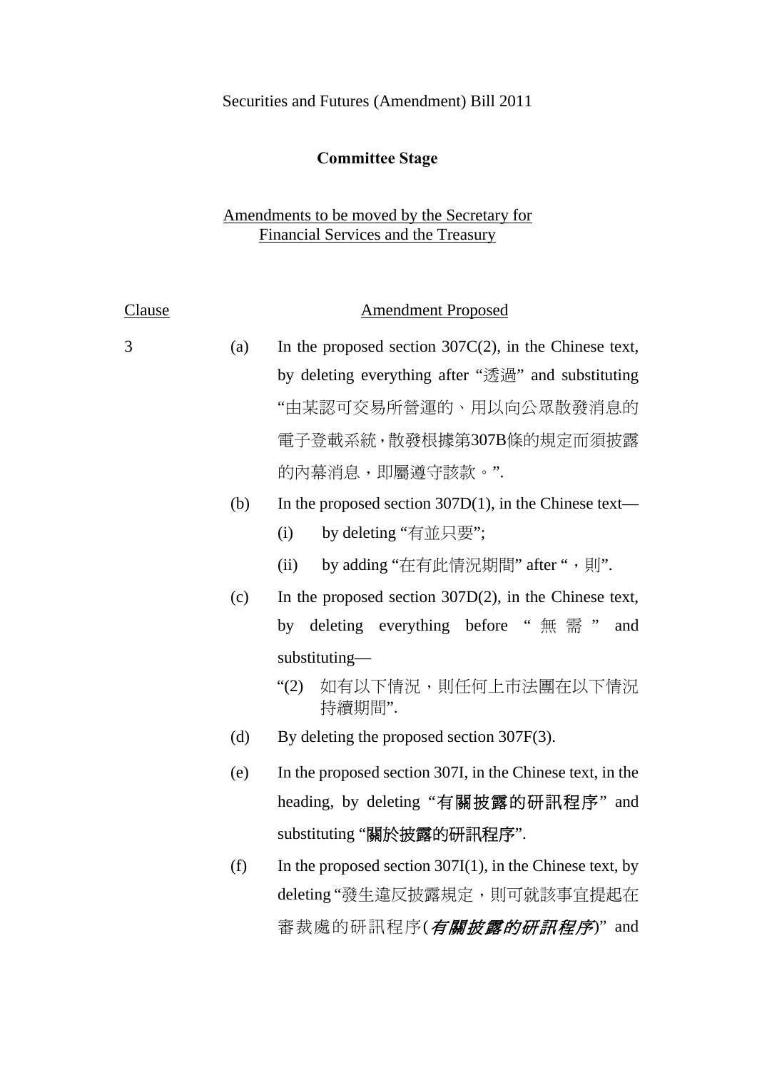Securities and Futures (Amendment) Bill 2011

**Committee Stage**

Amendments to be moved by the Secretary for Financial Services and the Treasury

| Clause | | Amendment Proposed |
|---|---|---|
| 3 | (a) | In the proposed section 307C(2), in the Chinese text, by deleting everything after "透過" and substituting "由某認可交易所營運的、用以向公眾散發消息的電子登載系統，散發根據第307B條的規定而須披露的內幕消息，即屬遵守該款。". |
| | (b) | In the proposed section 307D(1), in the Chinese text—<br>(i) by deleting "有並只要";<br>(ii) by adding "在有此情況期間" after "，則". |
| | (c) | In the proposed section 307D(2), in the Chinese text, by deleting everything before "無需" and substituting—<br>"(2) 如有以下情況，則任何上市法團在以下情況持續期間". |
| | (d) | By deleting the proposed section 307F(3). |
| | (e) | In the proposed section 307I, in the Chinese text, in the heading, by deleting "**有關披露的研訊程序**" and substituting "**關於披露的研訊程序**". |
| | (f) | In the proposed section 307I(1), in the Chinese text, by deleting "發生違反披露規定，則可就該事宜提起在審裁處的研訊程序(***有關披露的研訊程序***)" and |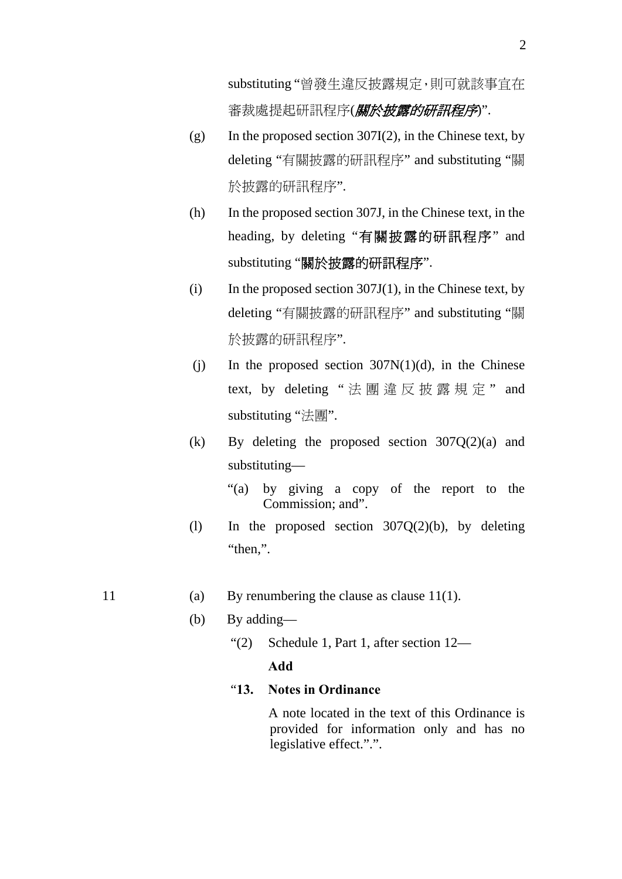substituting “曾發生違反披露規定，則可就該事宜在審裁處提起研訊程序(*關於披露的研訊程序*)”.

(g) In the proposed section 307I(2), in the Chinese text, by deleting “有關披露的研訊程序” and substituting “關於披露的研訊程序”.

(h) In the proposed section 307J, in the Chinese text, in the heading, by deleting “**有關披露的研訊程序**” and substituting “**關於披露的研訊程序**”.

(i) In the proposed section 307J(1), in the Chinese text, by deleting “有關披露的研訊程序” and substituting “關於披露的研訊程序”.

(j) In the proposed section 307N(1)(d), in the Chinese text, by deleting “法團違反披露規定” and substituting “法團”.

(k) By deleting the proposed section 307Q(2)(a) and substituting—

“(a) by giving a copy of the report to the Commission; and”.

(l) In the proposed section 307Q(2)(b), by deleting “then,”.

11 (a) By renumbering the clause as clause 11(1).

(b) By adding—

“(2) Schedule 1, Part 1, after section 12—

**Add**

“**13. Notes in Ordinance**

A note located in the text of this Ordinance is provided for information only and has no legislative effect.”.”.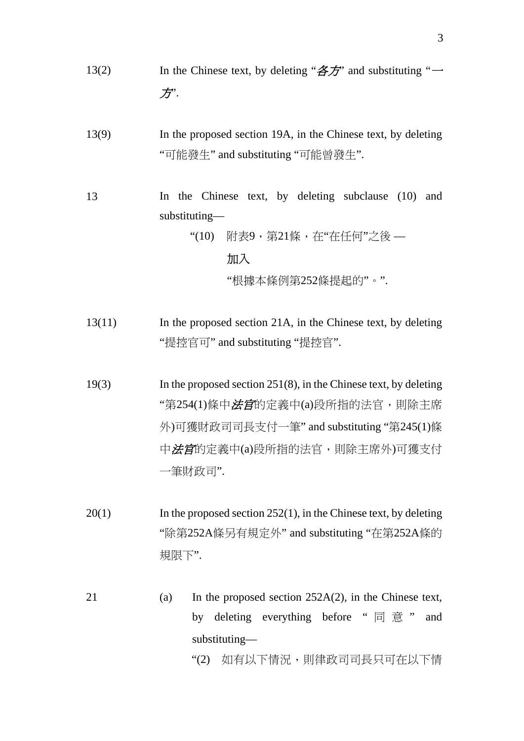13(2) In the Chinese text, by deleting “*各方*” and substituting “*一方*”.

13(9) In the proposed section 19A, in the Chinese text, by deleting “可能發生” and substituting “可能曾發生”.

13 In the Chinese text, by deleting subclause (10) and substituting—

“(10) 附表9，第21條，在“在任何”之後 —

加入

“根據本條例第252條提起的”。”.

13(11) In the proposed section 21A, in the Chinese text, by deleting “提控官可” and substituting “提控官”.

19(3) In the proposed section 251(8), in the Chinese text, by deleting “第254(1)條中*法官*的定義中(a)段所指的法官，則除主席外)可獲財政司司長支付一筆” and substituting “第245(1)條中*法官*的定義中(a)段所指的法官，則除主席外)可獲支付一筆財政司”.

20(1) In the proposed section 252(1), in the Chinese text, by deleting “除第252A條另有規定外” and substituting “在第252A條的規限下”.

21 (a) In the proposed section 252A(2), in the Chinese text, by deleting everything before “同意” and substituting—

“(2) 如有以下情況，則律政司司長只可在以下情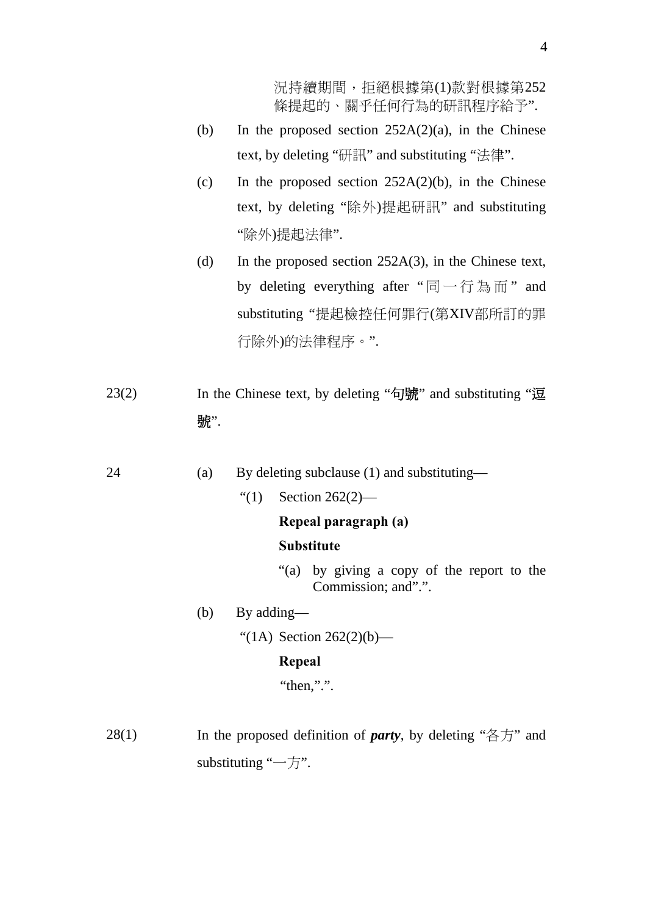況持續期間，拒絕根據第(1)款對根據第252條提起的、關乎任何行為的研訊程序給予”.

(b) In the proposed section 252A(2)(a), in the Chinese text, by deleting “研訊” and substituting “法律”.

(c) In the proposed section 252A(2)(b), in the Chinese text, by deleting “除外)提起研訊” and substituting “除外)提起法律”.

(d) In the proposed section 252A(3), in the Chinese text, by deleting everything after “同一行為而” and substituting “提起檢控任何罪行(第XIV部所訂的罪行除外)的法律程序。”.

23(2) In the Chinese text, by deleting “句號” and substituting “逗號”.

24 (a) By deleting subclause (1) and substituting—

“(1) Section 262(2)—

**Repeal paragraph (a)**

**Substitute**

“(a) by giving a copy of the report to the Commission; and”.”.

(b) By adding—

“(1A) Section 262(2)(b)—

**Repeal**

“then,”.”.

28(1) In the proposed definition of ***party***, by deleting “各方” and substituting “一方”.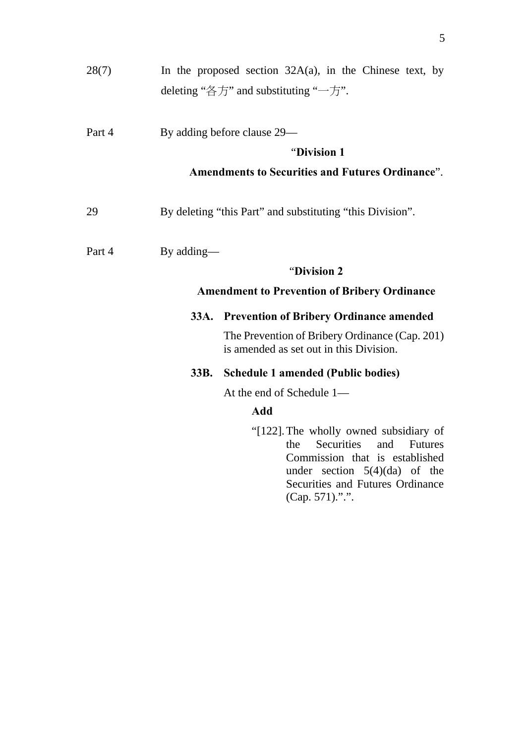| | |
|---|---|
| 28(7) | In the proposed section 32A(a), in the Chinese text, by deleting "各方" and substituting "一方". |
| Part 4 | By adding before clause 29—<br><br>"**Division 1**<br><br>**Amendments to Securities and Futures Ordinance**". |
| 29 | By deleting "this Part" and substituting "this Division". |
| Part 4 | By adding—<br><br>"**Division 2**<br><br>**Amendment to Prevention of Bribery Ordinance**<br><br>**33A. Prevention of Bribery Ordinance amended**<br><br>The Prevention of Bribery Ordinance (Cap. 201) is amended as set out in this Division.<br><br>**33B. Schedule 1 amended (Public bodies)**<br><br>At the end of Schedule 1—<br><br>**Add**<br><br>"[122]. The wholly owned subsidiary of the Securities and Futures Commission that is established under section 5(4)(da) of the Securities and Futures Ordinance (Cap. 571).".". |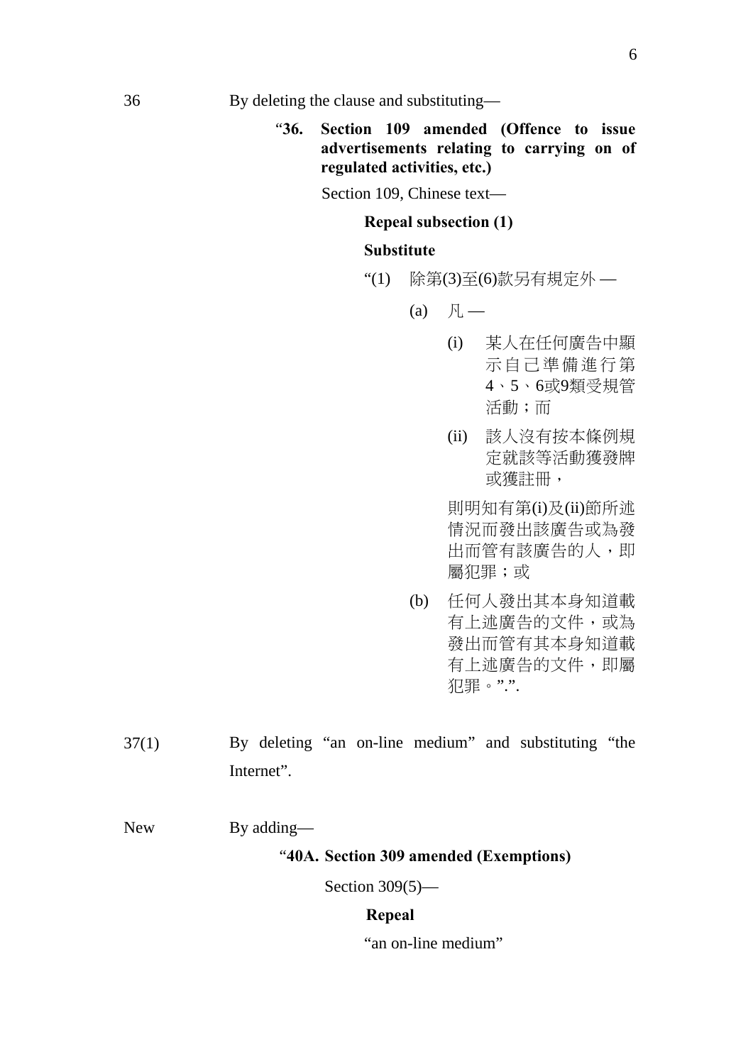36 By deleting the clause and substituting—

"**36. Section 109 amended (Offence to issue advertisements relating to carrying on of regulated activities, etc.)**

Section 109, Chinese text—

**Repeal subsection (1)**

**Substitute**

"(1) 除第(3)至(6)款另有規定外 —

(a) 凡 —

(i) 某人在任何廣告中顯示自己準備進行第4、5、6或9類受規管活動；而

(ii) 該人沒有按本條例規定就該等活動獲發牌或獲註冊，

則明知有第(i)及(ii)節所述情況而發出該廣告或為發出而管有該廣告的人，即屬犯罪；或

(b) 任何人發出其本身知道載有上述廣告的文件，或為發出而管有其本身知道載有上述廣告的文件，即屬犯罪。".".

37(1) By deleting "an on-line medium" and substituting "the Internet".

New By adding—

"**40A. Section 309 amended (Exemptions)**

Section 309(5)—

**Repeal**

"an on-line medium"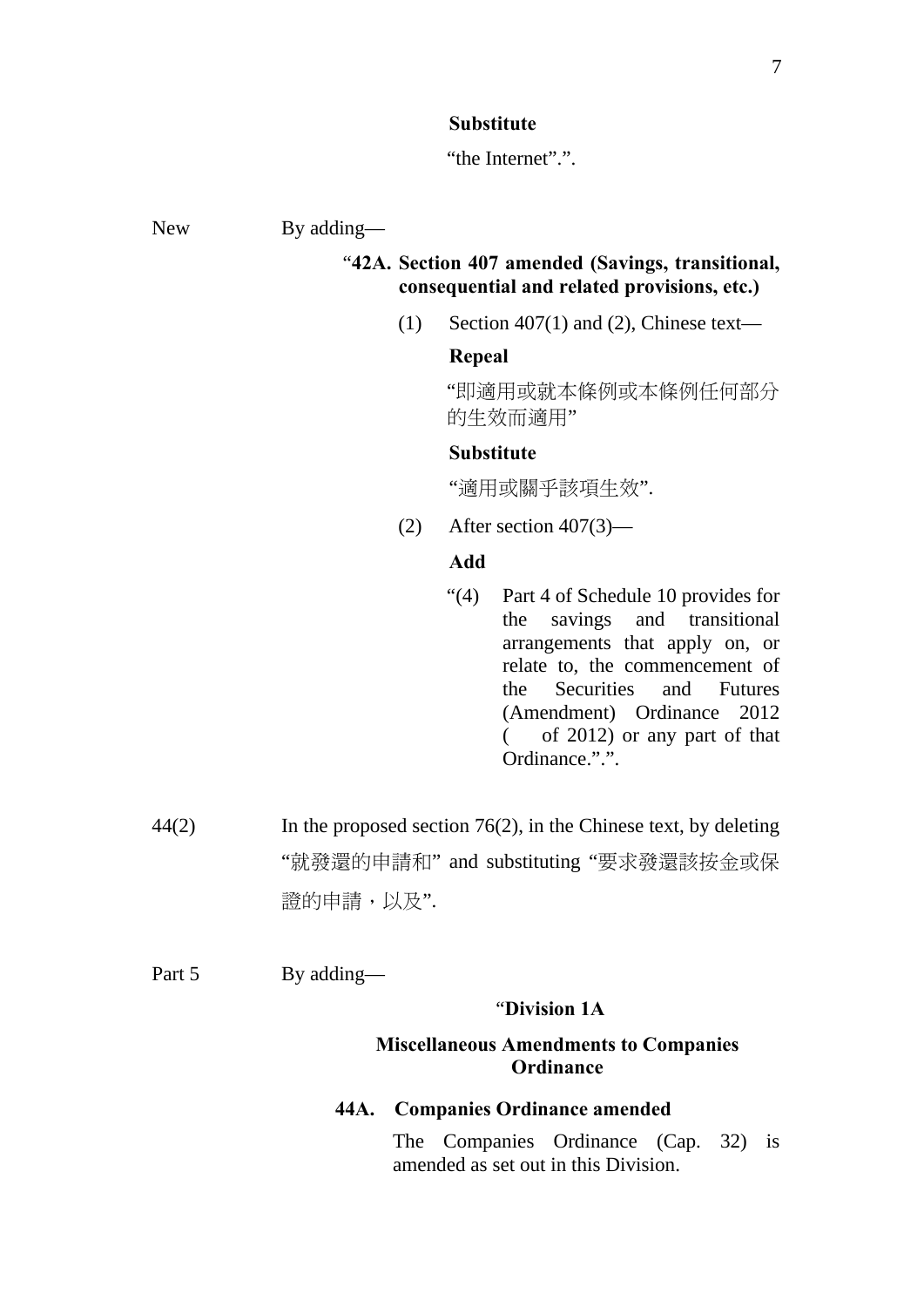**Substitute**

“the Internet”.”.

New By adding—

“**42A. Section 407 amended (Savings, transitional, consequential and related provisions, etc.)**

(1) Section 407(1) and (2), Chinese text—

**Repeal**

“即適用或就本條例或本條例任何部分的生效而適用”

**Substitute**

“適用或關乎該項生效”.

(2) After section 407(3)—

**Add**

“(4) Part 4 of Schedule 10 provides for the savings and transitional arrangements that apply on, or relate to, the commencement of the Securities and Futures (Amendment) Ordinance 2012 (  of 2012) or any part of that Ordinance.”.”.

44(2) In the proposed section 76(2), in the Chinese text, by deleting “就發還的申請和” and substituting “要求發還該按金或保證的申請，以及”.

Part 5 By adding—

“**Division 1A**

**Miscellaneous Amendments to Companies Ordinance**

**44A. Companies Ordinance amended**

The Companies Ordinance (Cap. 32) is amended as set out in this Division.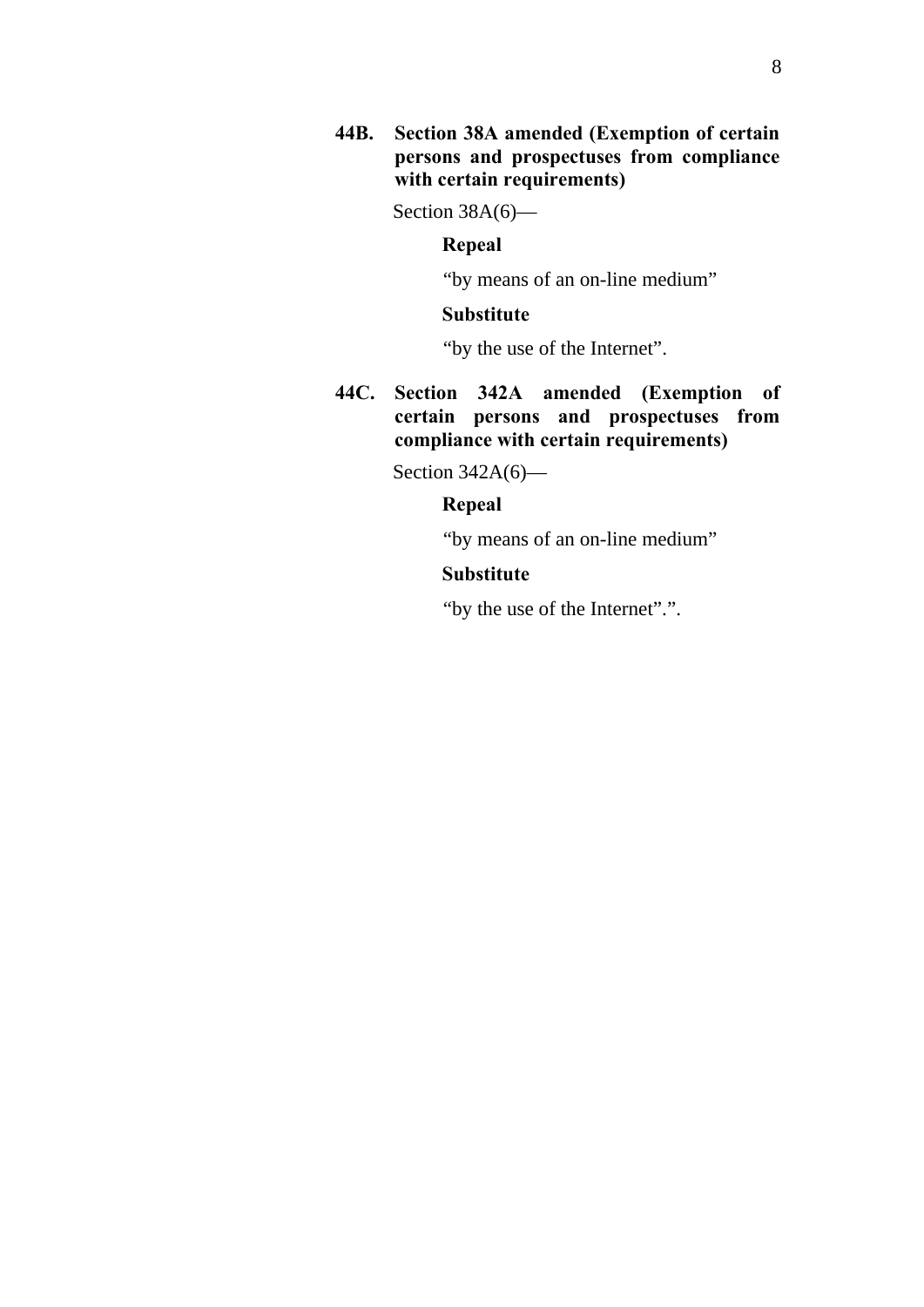**44B. Section 38A amended (Exemption of certain persons and prospectuses from compliance with certain requirements)**

Section 38A(6)—

**Repeal**

"by means of an on-line medium"

**Substitute**

"by the use of the Internet".

**44C. Section 342A amended (Exemption of certain persons and prospectuses from compliance with certain requirements)**

Section 342A(6)—

**Repeal**

"by means of an on-line medium"

**Substitute**

"by the use of the Internet".".